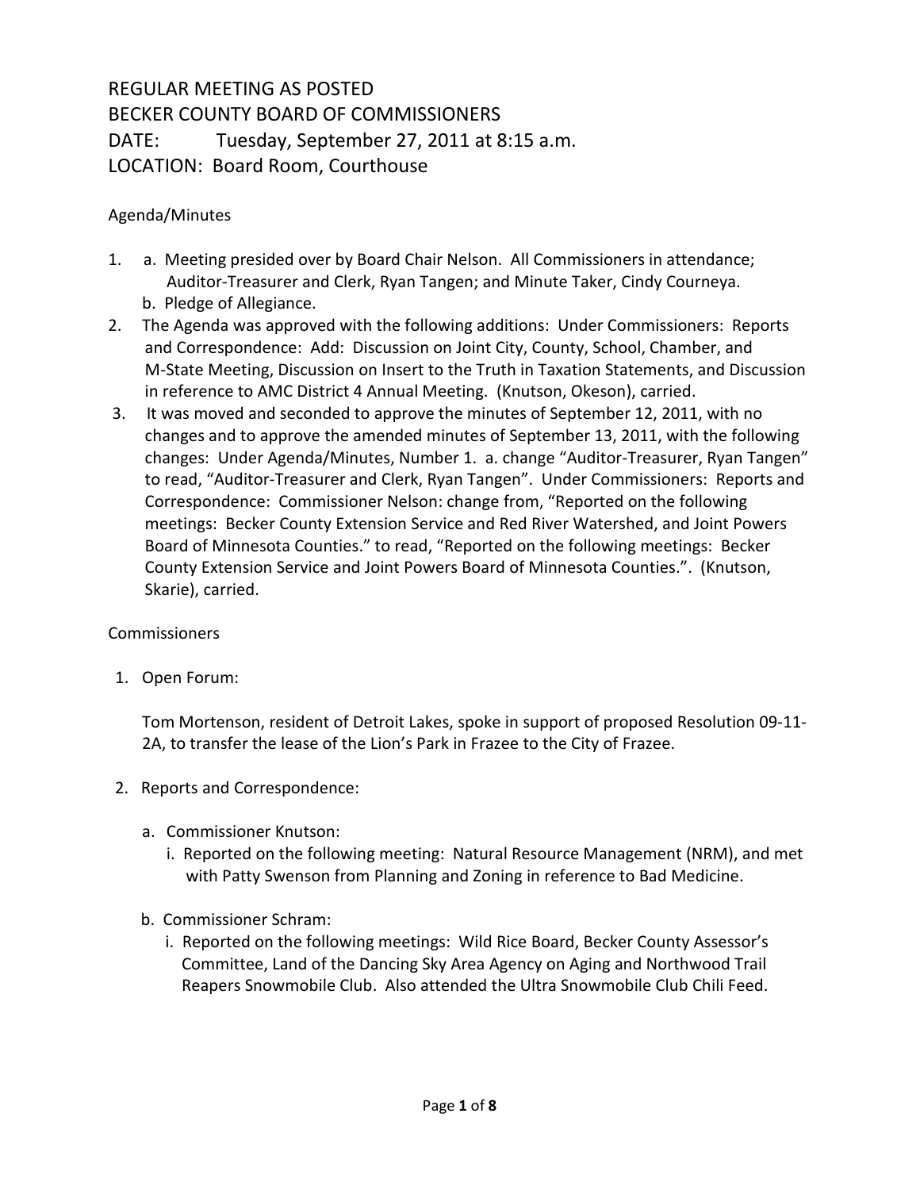# REGULAR MEETING AS POSTED
# BECKER COUNTY BOARD OF COMMISSIONERS
# DATE: Tuesday, September 27, 2011 at 8:15 a.m.
# LOCATION: Board Room, Courthouse

Agenda/Minutes

1. a. Meeting presided over by Board Chair Nelson. All Commissioners in attendance; Auditor-Treasurer and Clerk, Ryan Tangen; and Minute Taker, Cindy Courneya.
   b. Pledge of Allegiance.
2. The Agenda was approved with the following additions: Under Commissioners: Reports and Correspondence: Add: Discussion on Joint City, County, School, Chamber, and M-State Meeting, Discussion on Insert to the Truth in Taxation Statements, and Discussion in reference to AMC District 4 Annual Meeting. (Knutson, Okeson), carried.
3. It was moved and seconded to approve the minutes of September 12, 2011, with no changes and to approve the amended minutes of September 13, 2011, with the following changes: Under Agenda/Minutes, Number 1. a. change "Auditor-Treasurer, Ryan Tangen" to read, "Auditor-Treasurer and Clerk, Ryan Tangen". Under Commissioners: Reports and Correspondence: Commissioner Nelson: change from, "Reported on the following meetings: Becker County Extension Service and Red River Watershed, and Joint Powers Board of Minnesota Counties." to read, "Reported on the following meetings: Becker County Extension Service and Joint Powers Board of Minnesota Counties.". (Knutson, Skarie), carried.

Commissioners

1. Open Forum:

   Tom Mortenson, resident of Detroit Lakes, spoke in support of proposed Resolution 09-11-2A, to transfer the lease of the Lion's Park in Frazee to the City of Frazee.

2. Reports and Correspondence:

   a. Commissioner Knutson:
      i. Reported on the following meeting: Natural Resource Management (NRM), and met with Patty Swenson from Planning and Zoning in reference to Bad Medicine.

   b. Commissioner Schram:
      i. Reported on the following meetings: Wild Rice Board, Becker County Assessor's Committee, Land of the Dancing Sky Area Agency on Aging and Northwood Trail Reapers Snowmobile Club. Also attended the Ultra Snowmobile Club Chili Feed.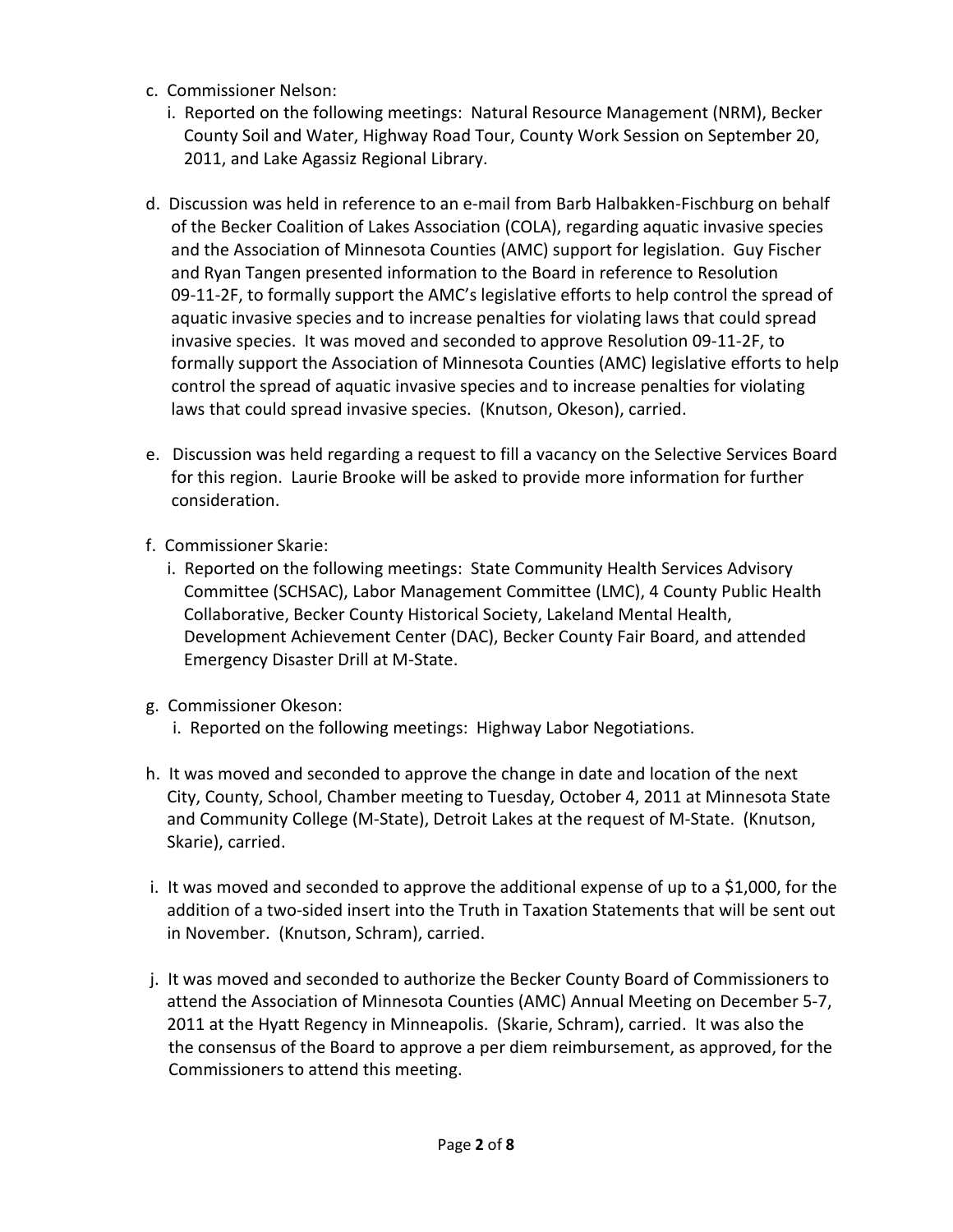c. Commissioner Nelson:
   i. Reported on the following meetings: Natural Resource Management (NRM), Becker County Soil and Water, Highway Road Tour, County Work Session on September 20, 2011, and Lake Agassiz Regional Library.

d. Discussion was held in reference to an e-mail from Barb Halbakken-Fischburg on behalf of the Becker Coalition of Lakes Association (COLA), regarding aquatic invasive species and the Association of Minnesota Counties (AMC) support for legislation. Guy Fischer and Ryan Tangen presented information to the Board in reference to Resolution 09-11-2F, to formally support the AMC's legislative efforts to help control the spread of aquatic invasive species and to increase penalties for violating laws that could spread invasive species. It was moved and seconded to approve Resolution 09-11-2F, to formally support the Association of Minnesota Counties (AMC) legislative efforts to help control the spread of aquatic invasive species and to increase penalties for violating laws that could spread invasive species. (Knutson, Okeson), carried.

e. Discussion was held regarding a request to fill a vacancy on the Selective Services Board for this region. Laurie Brooke will be asked to provide more information for further consideration.

f. Commissioner Skarie:
   i. Reported on the following meetings: State Community Health Services Advisory Committee (SCHSAC), Labor Management Committee (LMC), 4 County Public Health Collaborative, Becker County Historical Society, Lakeland Mental Health, Development Achievement Center (DAC), Becker County Fair Board, and attended Emergency Disaster Drill at M-State.

g. Commissioner Okeson:
   i. Reported on the following meetings: Highway Labor Negotiations.

h. It was moved and seconded to approve the change in date and location of the next City, County, School, Chamber meeting to Tuesday, October 4, 2011 at Minnesota State and Community College (M-State), Detroit Lakes at the request of M-State. (Knutson, Skarie), carried.

i. It was moved and seconded to approve the additional expense of up to a $1,000, for the addition of a two-sided insert into the Truth in Taxation Statements that will be sent out in November. (Knutson, Schram), carried.

j. It was moved and seconded to authorize the Becker County Board of Commissioners to attend the Association of Minnesota Counties (AMC) Annual Meeting on December 5-7, 2011 at the Hyatt Regency in Minneapolis. (Skarie, Schram), carried. It was also the the consensus of the Board to approve a per diem reimbursement, as approved, for the Commissioners to attend this meeting.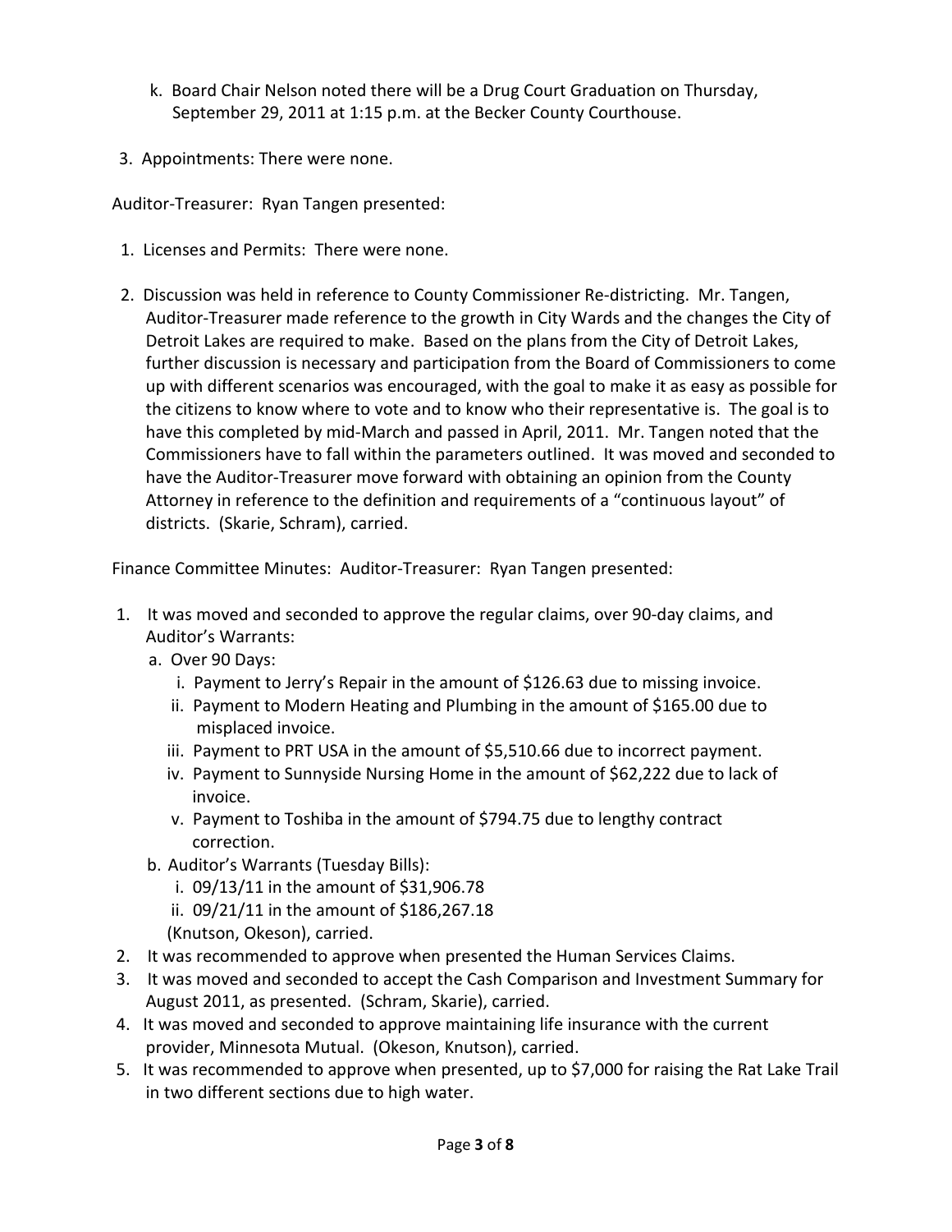k. Board Chair Nelson noted there will be a Drug Court Graduation on Thursday, September 29, 2011 at 1:15 p.m. at the Becker County Courthouse.

3. Appointments: There were none.

Auditor-Treasurer: Ryan Tangen presented:

1. Licenses and Permits: There were none.

2. Discussion was held in reference to County Commissioner Re-districting. Mr. Tangen, Auditor-Treasurer made reference to the growth in City Wards and the changes the City of Detroit Lakes are required to make. Based on the plans from the City of Detroit Lakes, further discussion is necessary and participation from the Board of Commissioners to come up with different scenarios was encouraged, with the goal to make it as easy as possible for the citizens to know where to vote and to know who their representative is. The goal is to have this completed by mid-March and passed in April, 2011. Mr. Tangen noted that the Commissioners have to fall within the parameters outlined. It was moved and seconded to have the Auditor-Treasurer move forward with obtaining an opinion from the County Attorney in reference to the definition and requirements of a "continuous layout" of districts. (Skarie, Schram), carried.

Finance Committee Minutes: Auditor-Treasurer: Ryan Tangen presented:

1. It was moved and seconded to approve the regular claims, over 90-day claims, and Auditor's Warrants:
   a. Over 90 Days:
      i. Payment to Jerry's Repair in the amount of $126.63 due to missing invoice.
      ii. Payment to Modern Heating and Plumbing in the amount of $165.00 due to misplaced invoice.
      iii. Payment to PRT USA in the amount of $5,510.66 due to incorrect payment.
      iv. Payment to Sunnyside Nursing Home in the amount of $62,222 due to lack of invoice.
      v. Payment to Toshiba in the amount of $794.75 due to lengthy contract correction.
   b. Auditor's Warrants (Tuesday Bills):
      i. 09/13/11 in the amount of $31,906.78
      ii. 09/21/11 in the amount of $186,267.18

   (Knutson, Okeson), carried.
2. It was recommended to approve when presented the Human Services Claims.
3. It was moved and seconded to accept the Cash Comparison and Investment Summary for August 2011, as presented. (Schram, Skarie), carried.
4. It was moved and seconded to approve maintaining life insurance with the current provider, Minnesota Mutual. (Okeson, Knutson), carried.
5. It was recommended to approve when presented, up to $7,000 for raising the Rat Lake Trail in two different sections due to high water.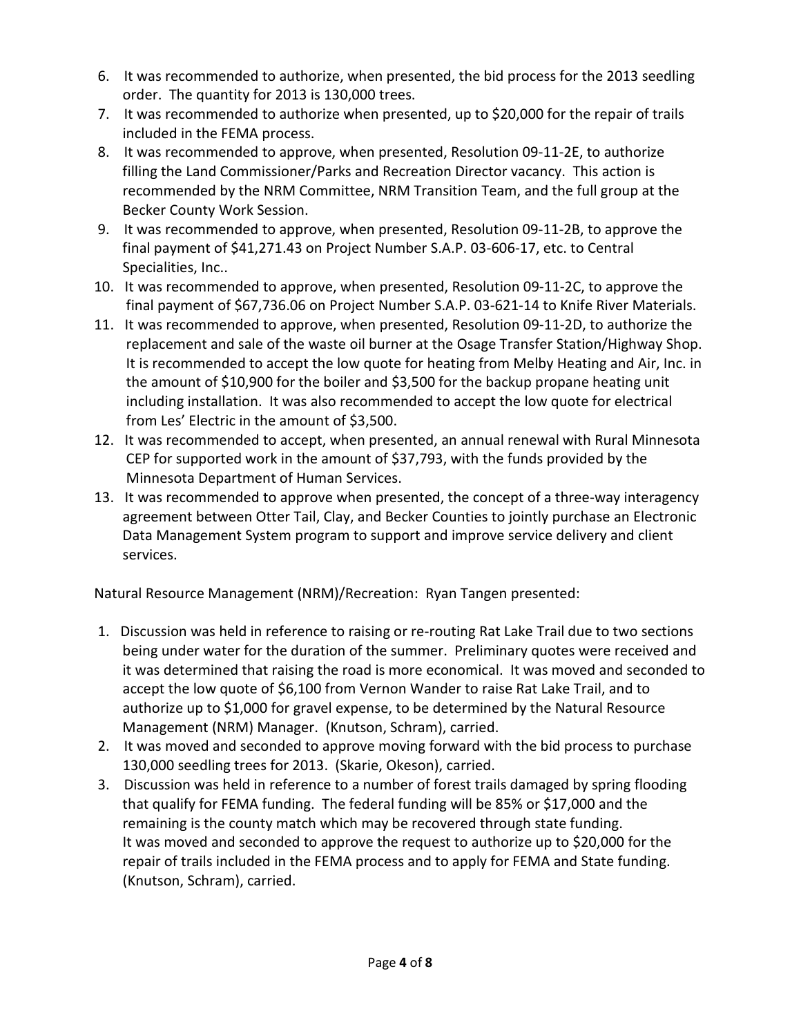6. It was recommended to authorize, when presented, the bid process for the 2013 seedling order. The quantity for 2013 is 130,000 trees.
7. It was recommended to authorize when presented, up to $20,000 for the repair of trails included in the FEMA process.
8. It was recommended to approve, when presented, Resolution 09-11-2E, to authorize filling the Land Commissioner/Parks and Recreation Director vacancy. This action is recommended by the NRM Committee, NRM Transition Team, and the full group at the Becker County Work Session.
9. It was recommended to approve, when presented, Resolution 09-11-2B, to approve the final payment of $41,271.43 on Project Number S.A.P. 03-606-17, etc. to Central Specialities, Inc..
10. It was recommended to approve, when presented, Resolution 09-11-2C, to approve the final payment of $67,736.06 on Project Number S.A.P. 03-621-14 to Knife River Materials.
11. It was recommended to approve, when presented, Resolution 09-11-2D, to authorize the replacement and sale of the waste oil burner at the Osage Transfer Station/Highway Shop. It is recommended to accept the low quote for heating from Melby Heating and Air, Inc. in the amount of $10,900 for the boiler and $3,500 for the backup propane heating unit including installation. It was also recommended to accept the low quote for electrical from Les' Electric in the amount of $3,500.
12. It was recommended to accept, when presented, an annual renewal with Rural Minnesota CEP for supported work in the amount of $37,793, with the funds provided by the Minnesota Department of Human Services.
13. It was recommended to approve when presented, the concept of a three-way interagency agreement between Otter Tail, Clay, and Becker Counties to jointly purchase an Electronic Data Management System program to support and improve service delivery and client services.

Natural Resource Management (NRM)/Recreation: Ryan Tangen presented:

1. Discussion was held in reference to raising or re-routing Rat Lake Trail due to two sections being under water for the duration of the summer. Preliminary quotes were received and it was determined that raising the road is more economical. It was moved and seconded to accept the low quote of $6,100 from Vernon Wander to raise Rat Lake Trail, and to authorize up to $1,000 for gravel expense, to be determined by the Natural Resource Management (NRM) Manager. (Knutson, Schram), carried.
2. It was moved and seconded to approve moving forward with the bid process to purchase 130,000 seedling trees for 2013. (Skarie, Okeson), carried.
3. Discussion was held in reference to a number of forest trails damaged by spring flooding that qualify for FEMA funding. The federal funding will be 85% or $17,000 and the remaining is the county match which may be recovered through state funding. It was moved and seconded to approve the request to authorize up to $20,000 for the repair of trails included in the FEMA process and to apply for FEMA and State funding. (Knutson, Schram), carried.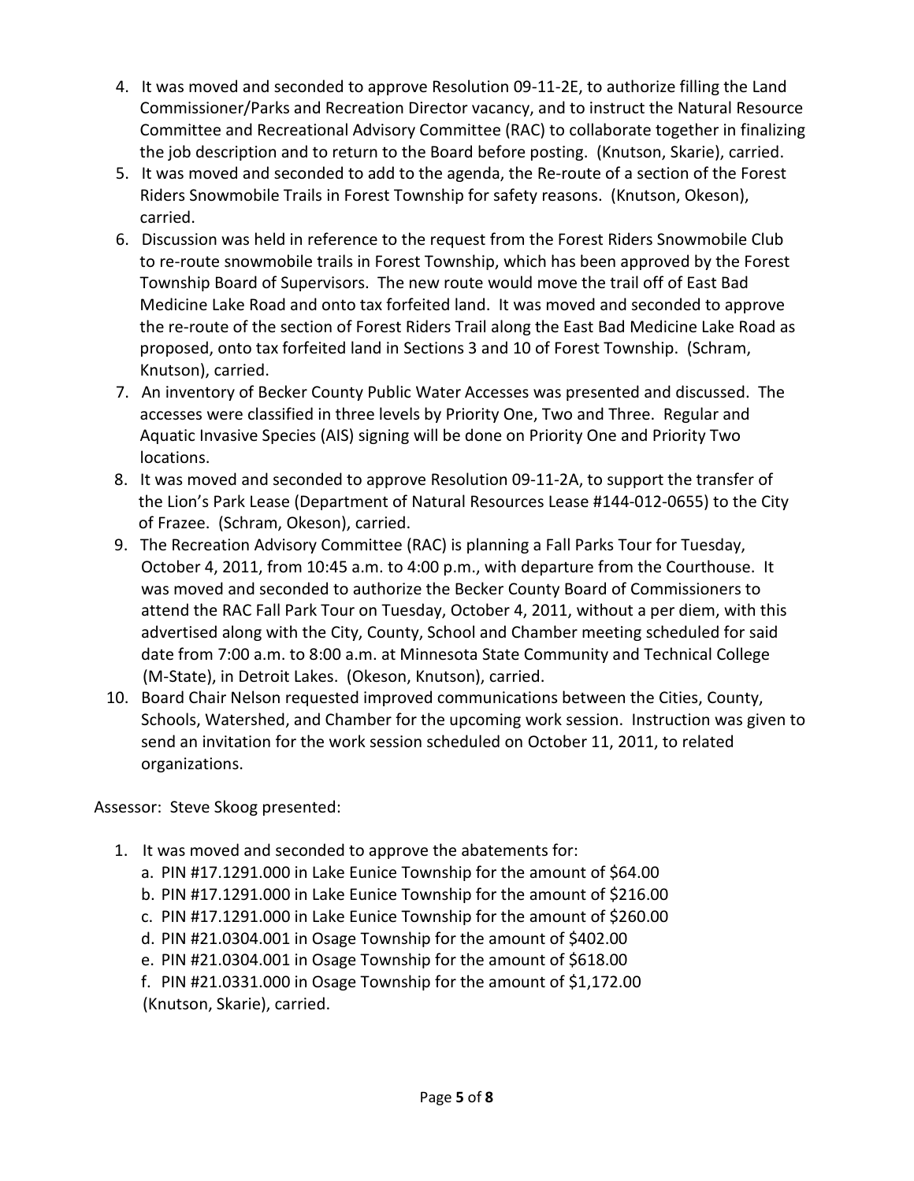4. It was moved and seconded to approve Resolution 09-11-2E, to authorize filling the Land Commissioner/Parks and Recreation Director vacancy, and to instruct the Natural Resource Committee and Recreational Advisory Committee (RAC) to collaborate together in finalizing the job description and to return to the Board before posting. (Knutson, Skarie), carried.
5. It was moved and seconded to add to the agenda, the Re-route of a section of the Forest Riders Snowmobile Trails in Forest Township for safety reasons. (Knutson, Okeson), carried.
6. Discussion was held in reference to the request from the Forest Riders Snowmobile Club to re-route snowmobile trails in Forest Township, which has been approved by the Forest Township Board of Supervisors. The new route would move the trail off of East Bad Medicine Lake Road and onto tax forfeited land. It was moved and seconded to approve the re-route of the section of Forest Riders Trail along the East Bad Medicine Lake Road as proposed, onto tax forfeited land in Sections 3 and 10 of Forest Township. (Schram, Knutson), carried.
7. An inventory of Becker County Public Water Accesses was presented and discussed. The accesses were classified in three levels by Priority One, Two and Three. Regular and Aquatic Invasive Species (AIS) signing will be done on Priority One and Priority Two locations.
8. It was moved and seconded to approve Resolution 09-11-2A, to support the transfer of the Lion's Park Lease (Department of Natural Resources Lease #144-012-0655) to the City of Frazee. (Schram, Okeson), carried.
9. The Recreation Advisory Committee (RAC) is planning a Fall Parks Tour for Tuesday, October 4, 2011, from 10:45 a.m. to 4:00 p.m., with departure from the Courthouse. It was moved and seconded to authorize the Becker County Board of Commissioners to attend the RAC Fall Park Tour on Tuesday, October 4, 2011, without a per diem, with this advertised along with the City, County, School and Chamber meeting scheduled for said date from 7:00 a.m. to 8:00 a.m. at Minnesota State Community and Technical College (M-State), in Detroit Lakes. (Okeson, Knutson), carried.
10. Board Chair Nelson requested improved communications between the Cities, County, Schools, Watershed, and Chamber for the upcoming work session. Instruction was given to send an invitation for the work session scheduled on October 11, 2011, to related organizations.

Assessor: Steve Skoog presented:

1. It was moved and seconded to approve the abatements for:
   a. PIN #17.1291.000 in Lake Eunice Township for the amount of $64.00
   b. PIN #17.1291.000 in Lake Eunice Township for the amount of $216.00
   c. PIN #17.1291.000 in Lake Eunice Township for the amount of $260.00
   d. PIN #21.0304.001 in Osage Township for the amount of $402.00
   e. PIN #21.0304.001 in Osage Township for the amount of $618.00
   f. PIN #21.0331.000 in Osage Township for the amount of $1,172.00
   
   (Knutson, Skarie), carried.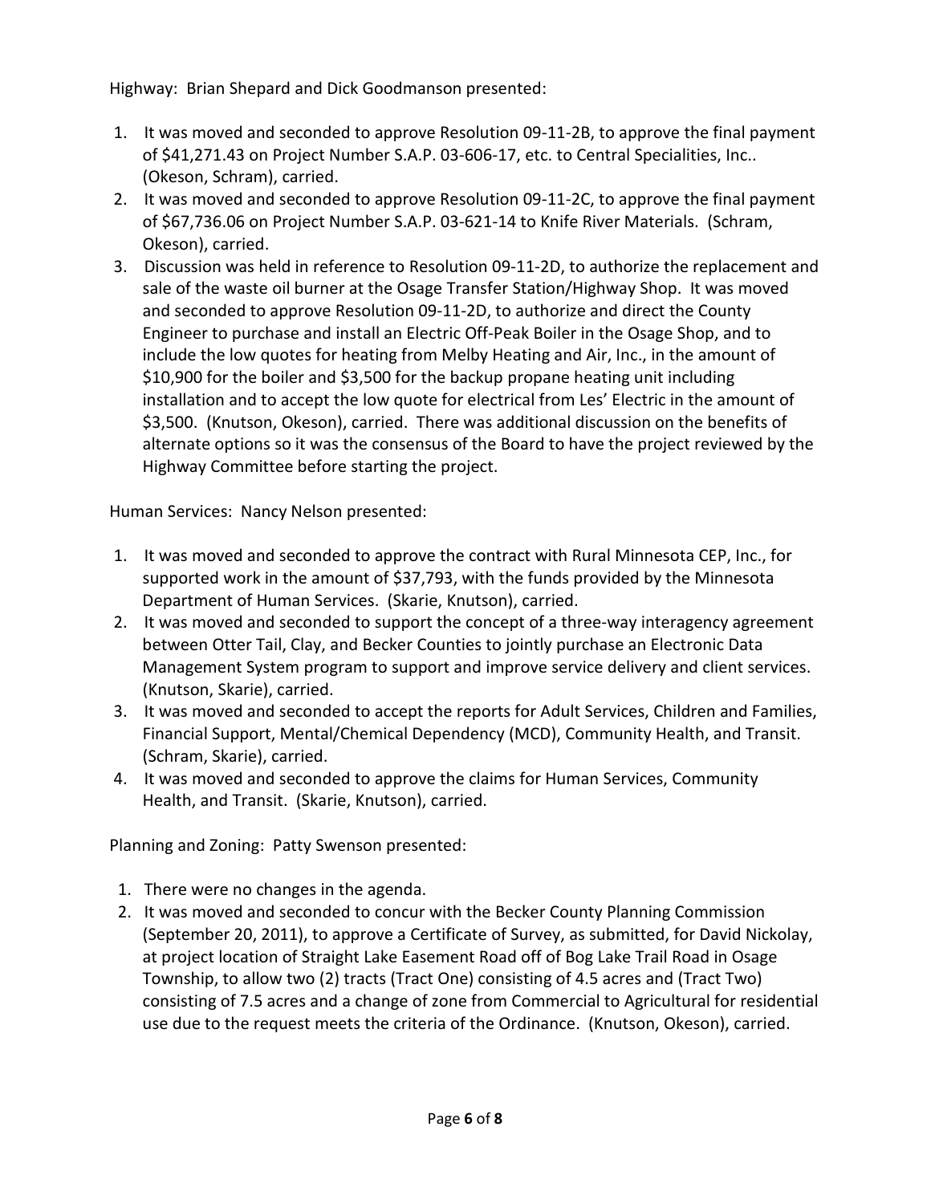Highway: Brian Shepard and Dick Goodmanson presented:

1. It was moved and seconded to approve Resolution 09-11-2B, to approve the final payment of $41,271.43 on Project Number S.A.P. 03-606-17, etc. to Central Specialities, Inc.. (Okeson, Schram), carried.
2. It was moved and seconded to approve Resolution 09-11-2C, to approve the final payment of $67,736.06 on Project Number S.A.P. 03-621-14 to Knife River Materials. (Schram, Okeson), carried.
3. Discussion was held in reference to Resolution 09-11-2D, to authorize the replacement and sale of the waste oil burner at the Osage Transfer Station/Highway Shop. It was moved and seconded to approve Resolution 09-11-2D, to authorize and direct the County Engineer to purchase and install an Electric Off-Peak Boiler in the Osage Shop, and to include the low quotes for heating from Melby Heating and Air, Inc., in the amount of $10,900 for the boiler and $3,500 for the backup propane heating unit including installation and to accept the low quote for electrical from Les' Electric in the amount of $3,500. (Knutson, Okeson), carried. There was additional discussion on the benefits of alternate options so it was the consensus of the Board to have the project reviewed by the Highway Committee before starting the project.

Human Services: Nancy Nelson presented:

1. It was moved and seconded to approve the contract with Rural Minnesota CEP, Inc., for supported work in the amount of $37,793, with the funds provided by the Minnesota Department of Human Services. (Skarie, Knutson), carried.
2. It was moved and seconded to support the concept of a three-way interagency agreement between Otter Tail, Clay, and Becker Counties to jointly purchase an Electronic Data Management System program to support and improve service delivery and client services. (Knutson, Skarie), carried.
3. It was moved and seconded to accept the reports for Adult Services, Children and Families, Financial Support, Mental/Chemical Dependency (MCD), Community Health, and Transit. (Schram, Skarie), carried.
4. It was moved and seconded to approve the claims for Human Services, Community Health, and Transit. (Skarie, Knutson), carried.

Planning and Zoning: Patty Swenson presented:

1. There were no changes in the agenda.
2. It was moved and seconded to concur with the Becker County Planning Commission (September 20, 2011), to approve a Certificate of Survey, as submitted, for David Nickolay, at project location of Straight Lake Easement Road off of Bog Lake Trail Road in Osage Township, to allow two (2) tracts (Tract One) consisting of 4.5 acres and (Tract Two) consisting of 7.5 acres and a change of zone from Commercial to Agricultural for residential use due to the request meets the criteria of the Ordinance. (Knutson, Okeson), carried.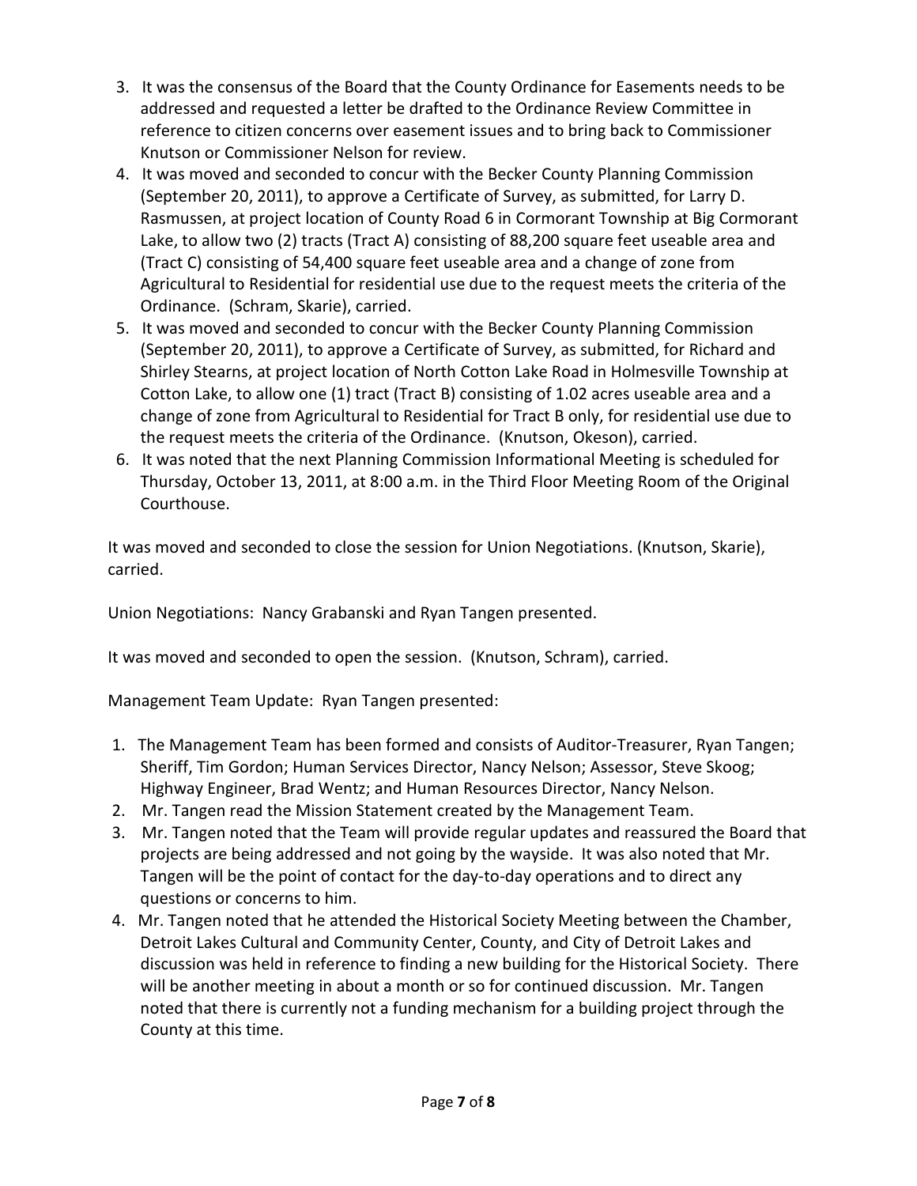3. It was the consensus of the Board that the County Ordinance for Easements needs to be addressed and requested a letter be drafted to the Ordinance Review Committee in reference to citizen concerns over easement issues and to bring back to Commissioner Knutson or Commissioner Nelson for review.
4. It was moved and seconded to concur with the Becker County Planning Commission (September 20, 2011), to approve a Certificate of Survey, as submitted, for Larry D. Rasmussen, at project location of County Road 6 in Cormorant Township at Big Cormorant Lake, to allow two (2) tracts (Tract A) consisting of 88,200 square feet useable area and (Tract C) consisting of 54,400 square feet useable area and a change of zone from Agricultural to Residential for residential use due to the request meets the criteria of the Ordinance. (Schram, Skarie), carried.
5. It was moved and seconded to concur with the Becker County Planning Commission (September 20, 2011), to approve a Certificate of Survey, as submitted, for Richard and Shirley Stearns, at project location of North Cotton Lake Road in Holmesville Township at Cotton Lake, to allow one (1) tract (Tract B) consisting of 1.02 acres useable area and a change of zone from Agricultural to Residential for Tract B only, for residential use due to the request meets the criteria of the Ordinance. (Knutson, Okeson), carried.
6. It was noted that the next Planning Commission Informational Meeting is scheduled for Thursday, October 13, 2011, at 8:00 a.m. in the Third Floor Meeting Room of the Original Courthouse.

It was moved and seconded to close the session for Union Negotiations. (Knutson, Skarie), carried.

Union Negotiations: Nancy Grabanski and Ryan Tangen presented.

It was moved and seconded to open the session. (Knutson, Schram), carried.

Management Team Update: Ryan Tangen presented:

1. The Management Team has been formed and consists of Auditor-Treasurer, Ryan Tangen; Sheriff, Tim Gordon; Human Services Director, Nancy Nelson; Assessor, Steve Skoog; Highway Engineer, Brad Wentz; and Human Resources Director, Nancy Nelson.
2. Mr. Tangen read the Mission Statement created by the Management Team.
3. Mr. Tangen noted that the Team will provide regular updates and reassured the Board that projects are being addressed and not going by the wayside. It was also noted that Mr. Tangen will be the point of contact for the day-to-day operations and to direct any questions or concerns to him.
4. Mr. Tangen noted that he attended the Historical Society Meeting between the Chamber, Detroit Lakes Cultural and Community Center, County, and City of Detroit Lakes and discussion was held in reference to finding a new building for the Historical Society. There will be another meeting in about a month or so for continued discussion. Mr. Tangen noted that there is currently not a funding mechanism for a building project through the County at this time.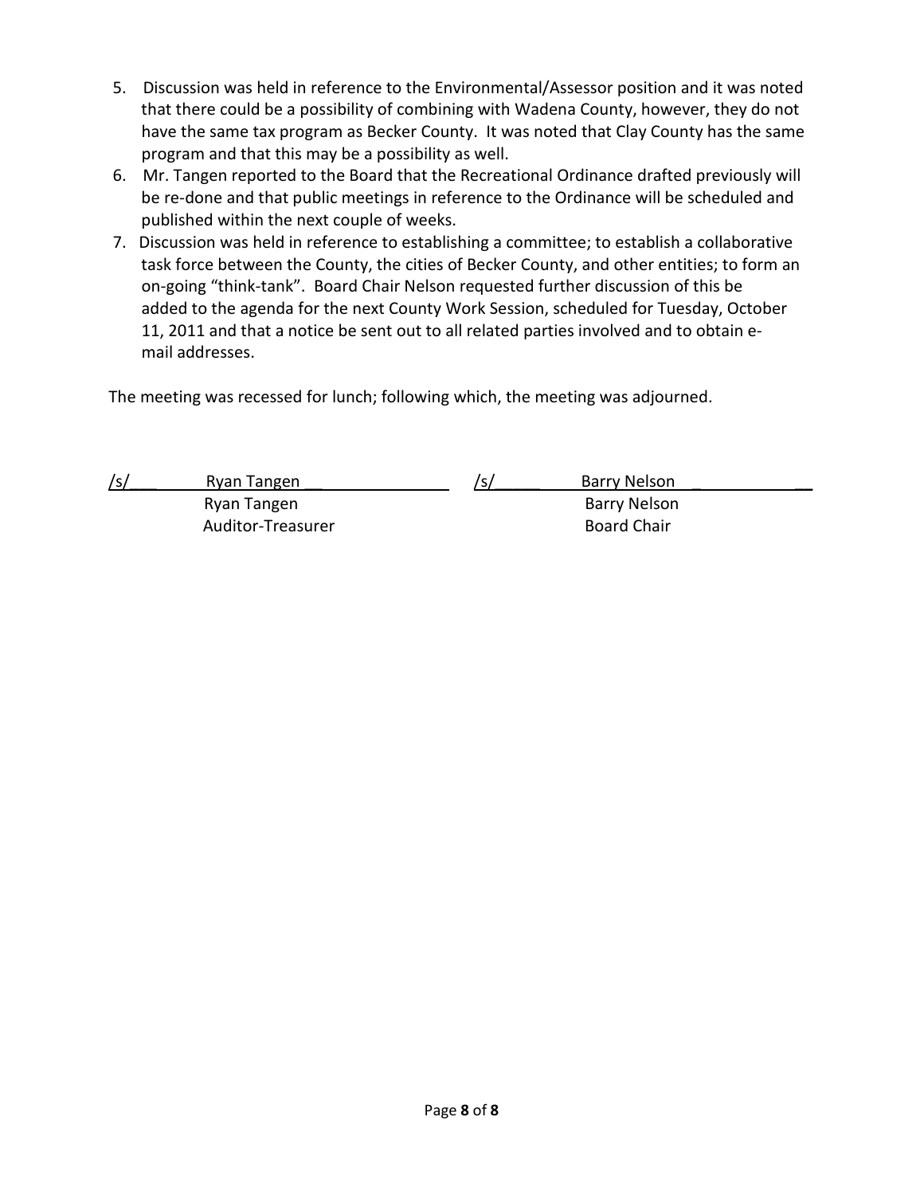5. Discussion was held in reference to the Environmental/Assessor position and it was noted that there could be a possibility of combining with Wadena County, however, they do not have the same tax program as Becker County. It was noted that Clay County has the same program and that this may be a possibility as well.
6. Mr. Tangen reported to the Board that the Recreational Ordinance drafted previously will be re-done and that public meetings in reference to the Ordinance will be scheduled and published within the next couple of weeks.
7. Discussion was held in reference to establishing a committee; to establish a collaborative task force between the County, the cities of Becker County, and other entities; to form an on-going "think-tank". Board Chair Nelson requested further discussion of this be added to the agenda for the next County Work Session, scheduled for Tuesday, October 11, 2011 and that a notice be sent out to all related parties involved and to obtain e-mail addresses.

The meeting was recessed for lunch; following which, the meeting was adjourned.

| | |
|---|---|
| /s/ Ryan Tangen | /s/ Barry Nelson |
| Ryan Tangen | Barry Nelson |
| Auditor-Treasurer | Board Chair |